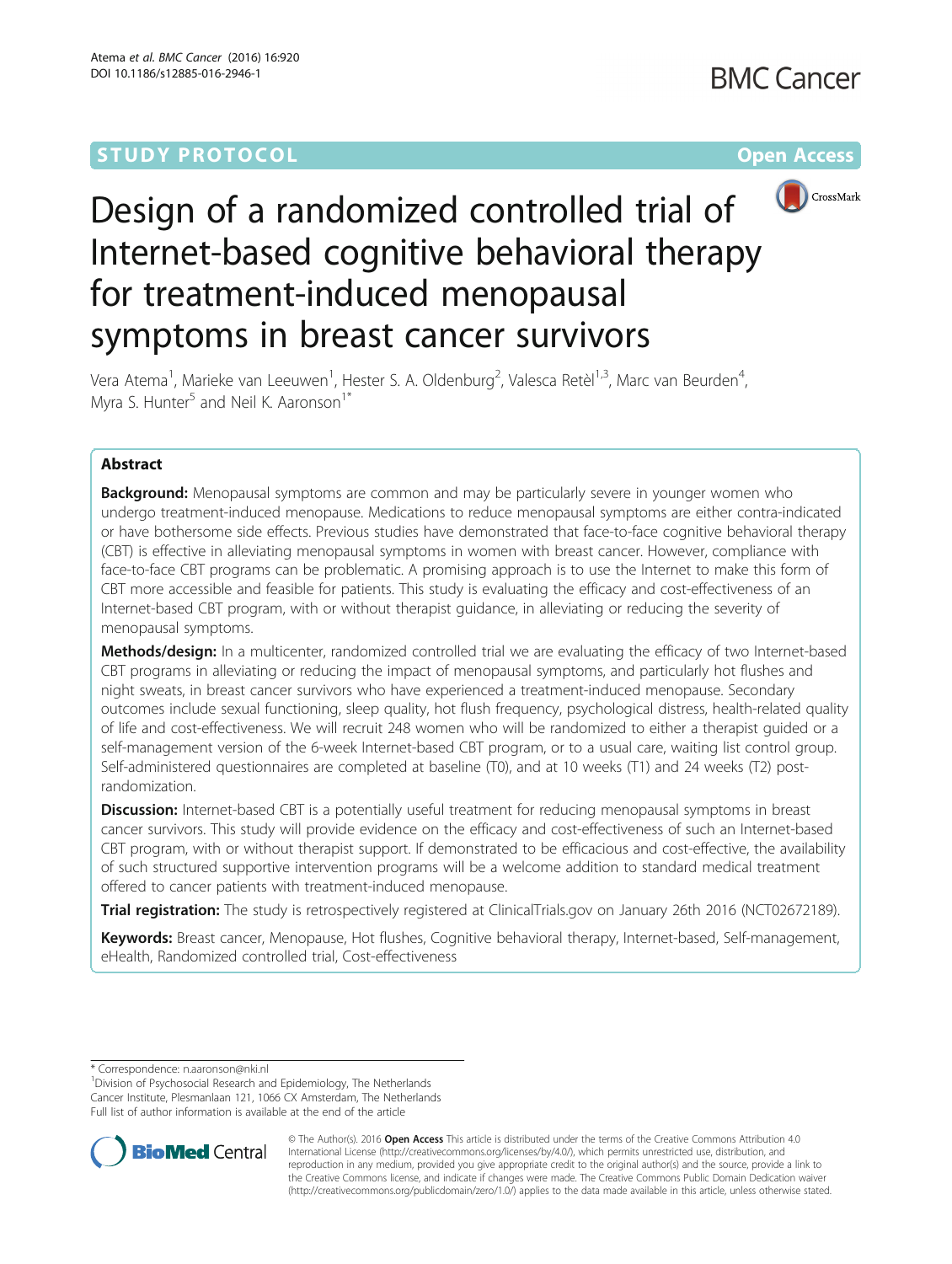STUDY PROTOCOL

Open Access

# Design of a randomized controlled trial of Internet-based cognitive behavioral therapy for treatment-induced menopausal symptoms in breast cancer survivors

Vera Atema[1], Marieke van Leeuwen[1], Hester S. A. Oldenburg[2], Valesca Retèl[1,3], Marc van Beurden[4], Myra S. Hunter[5] and Neil K. Aaronson[1*]

## Abstract

**Background:** Menopausal symptoms are common and may be particularly severe in younger women who undergo treatment-induced menopause. Medications to reduce menopausal symptoms are either contra-indicated or have bothersome side effects. Previous studies have demonstrated that face-to-face cognitive behavioral therapy (CBT) is effective in alleviating menopausal symptoms in women with breast cancer. However, compliance with face-to-face CBT programs can be problematic. A promising approach is to use the Internet to make this form of CBT more accessible and feasible for patients. This study is evaluating the efficacy and cost-effectiveness of an Internet-based CBT program, with or without therapist guidance, in alleviating or reducing the severity of menopausal symptoms.

**Methods/design:** In a multicenter, randomized controlled trial we are evaluating the efficacy of two Internet-based CBT programs in alleviating or reducing the impact of menopausal symptoms, and particularly hot flushes and night sweats, in breast cancer survivors who have experienced a treatment-induced menopause. Secondary outcomes include sexual functioning, sleep quality, hot flush frequency, psychological distress, health-related quality of life and cost-effectiveness. We will recruit 248 women who will be randomized to either a therapist guided or a self-management version of the 6-week Internet-based CBT program, or to a usual care, waiting list control group. Self-administered questionnaires are completed at baseline (T0), and at 10 weeks (T1) and 24 weeks (T2) post-randomization.

**Discussion:** Internet-based CBT is a potentially useful treatment for reducing menopausal symptoms in breast cancer survivors. This study will provide evidence on the efficacy and cost-effectiveness of such an Internet-based CBT program, with or without therapist support. If demonstrated to be efficacious and cost-effective, the availability of such structured supportive intervention programs will be a welcome addition to standard medical treatment offered to cancer patients with treatment-induced menopause.

**Trial registration:** The study is retrospectively registered at ClinicalTrials.gov on January 26th 2016 (NCT02672189).

**Keywords:** Breast cancer, Menopause, Hot flushes, Cognitive behavioral therapy, Internet-based, Self-management, eHealth, Randomized controlled trial, Cost-effectiveness

\* Correspondence: n.aaronson@nki.nl

[1]Division of Psychosocial Research and Epidemiology, The Netherlands Cancer Institute, Plesmanlaan 121, 1066 CX Amsterdam, The Netherlands

Full list of author information is available at the end of the article

© The Author(s). 2016 **Open Access** This article is distributed under the terms of the Creative Commons Attribution 4.0 International License (http://creativecommons.org/licenses/by/4.0/), which permits unrestricted use, distribution, and reproduction in any medium, provided you give appropriate credit to the original author(s) and the source, provide a link to the Creative Commons license, and indicate if changes were made. The Creative Commons Public Domain Dedication waiver (http://creativecommons.org/publicdomain/zero/1.0/) applies to the data made available in this article, unless otherwise stated.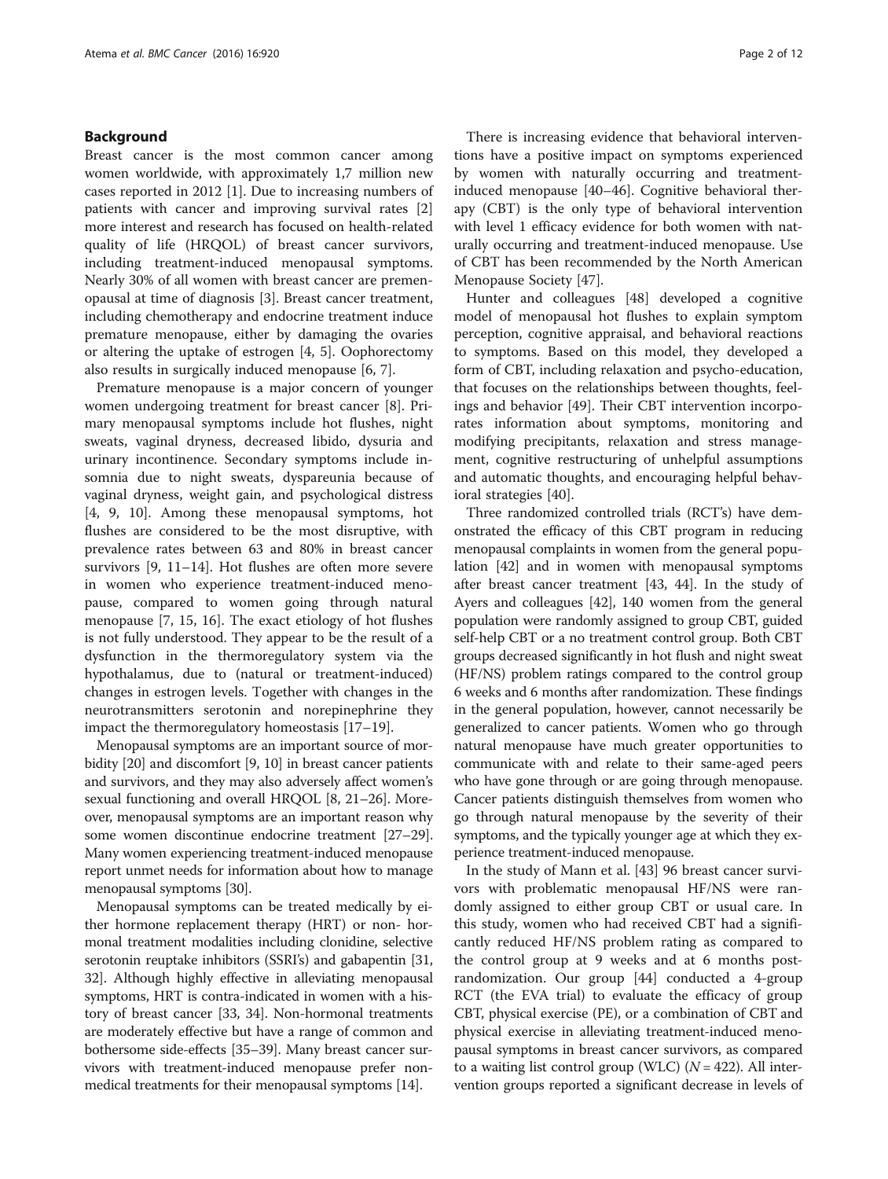## Background

Breast cancer is the most common cancer among women worldwide, with approximately 1,7 million new cases reported in 2012 [1]. Due to increasing numbers of patients with cancer and improving survival rates [2] more interest and research has focused on health-related quality of life (HRQOL) of breast cancer survivors, including treatment-induced menopausal symptoms. Nearly 30% of all women with breast cancer are premenopausal at time of diagnosis [3]. Breast cancer treatment, including chemotherapy and endocrine treatment induce premature menopause, either by damaging the ovaries or altering the uptake of estrogen [4, 5]. Oophorectomy also results in surgically induced menopause [6, 7].

Premature menopause is a major concern of younger women undergoing treatment for breast cancer [8]. Primary menopausal symptoms include hot flushes, night sweats, vaginal dryness, decreased libido, dysuria and urinary incontinence. Secondary symptoms include insomnia due to night sweats, dyspareunia because of vaginal dryness, weight gain, and psychological distress [4, 9, 10]. Among these menopausal symptoms, hot flushes are considered to be the most disruptive, with prevalence rates between 63 and 80% in breast cancer survivors [9, 11–14]. Hot flushes are often more severe in women who experience treatment-induced menopause, compared to women going through natural menopause [7, 15, 16]. The exact etiology of hot flushes is not fully understood. They appear to be the result of a dysfunction in the thermoregulatory system via the hypothalamus, due to (natural or treatment-induced) changes in estrogen levels. Together with changes in the neurotransmitters serotonin and norepinephrine they impact the thermoregulatory homeostasis [17–19].

Menopausal symptoms are an important source of morbidity [20] and discomfort [9, 10] in breast cancer patients and survivors, and they may also adversely affect women's sexual functioning and overall HRQOL [8, 21–26]. Moreover, menopausal symptoms are an important reason why some women discontinue endocrine treatment [27–29]. Many women experiencing treatment-induced menopause report unmet needs for information about how to manage menopausal symptoms [30].

Menopausal symptoms can be treated medically by either hormone replacement therapy (HRT) or non- hormonal treatment modalities including clonidine, selective serotonin reuptake inhibitors (SSRI's) and gabapentin [31, 32]. Although highly effective in alleviating menopausal symptoms, HRT is contra-indicated in women with a history of breast cancer [33, 34]. Non-hormonal treatments are moderately effective but have a range of common and bothersome side-effects [35–39]. Many breast cancer survivors with treatment-induced menopause prefer non-medical treatments for their menopausal symptoms [14].

There is increasing evidence that behavioral interventions have a positive impact on symptoms experienced by women with naturally occurring and treatment-induced menopause [40–46]. Cognitive behavioral therapy (CBT) is the only type of behavioral intervention with level 1 efficacy evidence for both women with naturally occurring and treatment-induced menopause. Use of CBT has been recommended by the North American Menopause Society [47].

Hunter and colleagues [48] developed a cognitive model of menopausal hot flushes to explain symptom perception, cognitive appraisal, and behavioral reactions to symptoms. Based on this model, they developed a form of CBT, including relaxation and psycho-education, that focuses on the relationships between thoughts, feelings and behavior [49]. Their CBT intervention incorporates information about symptoms, monitoring and modifying precipitants, relaxation and stress management, cognitive restructuring of unhelpful assumptions and automatic thoughts, and encouraging helpful behavioral strategies [40].

Three randomized controlled trials (RCT's) have demonstrated the efficacy of this CBT program in reducing menopausal complaints in women from the general population [42] and in women with menopausal symptoms after breast cancer treatment [43, 44]. In the study of Ayers and colleagues [42], 140 women from the general population were randomly assigned to group CBT, guided self-help CBT or a no treatment control group. Both CBT groups decreased significantly in hot flush and night sweat (HF/NS) problem ratings compared to the control group 6 weeks and 6 months after randomization. These findings in the general population, however, cannot necessarily be generalized to cancer patients. Women who go through natural menopause have much greater opportunities to communicate with and relate to their same-aged peers who have gone through or are going through menopause. Cancer patients distinguish themselves from women who go through natural menopause by the severity of their symptoms, and the typically younger age at which they experience treatment-induced menopause.

In the study of Mann et al. [43] 96 breast cancer survivors with problematic menopausal HF/NS were randomly assigned to either group CBT or usual care. In this study, women who had received CBT had a significantly reduced HF/NS problem rating as compared to the control group at 9 weeks and at 6 months post-randomization. Our group [44] conducted a 4-group RCT (the EVA trial) to evaluate the efficacy of group CBT, physical exercise (PE), or a combination of CBT and physical exercise in alleviating treatment-induced menopausal symptoms in breast cancer survivors, as compared to a waiting list control group (WLC) ($N = 422$). All intervention groups reported a significant decrease in levels of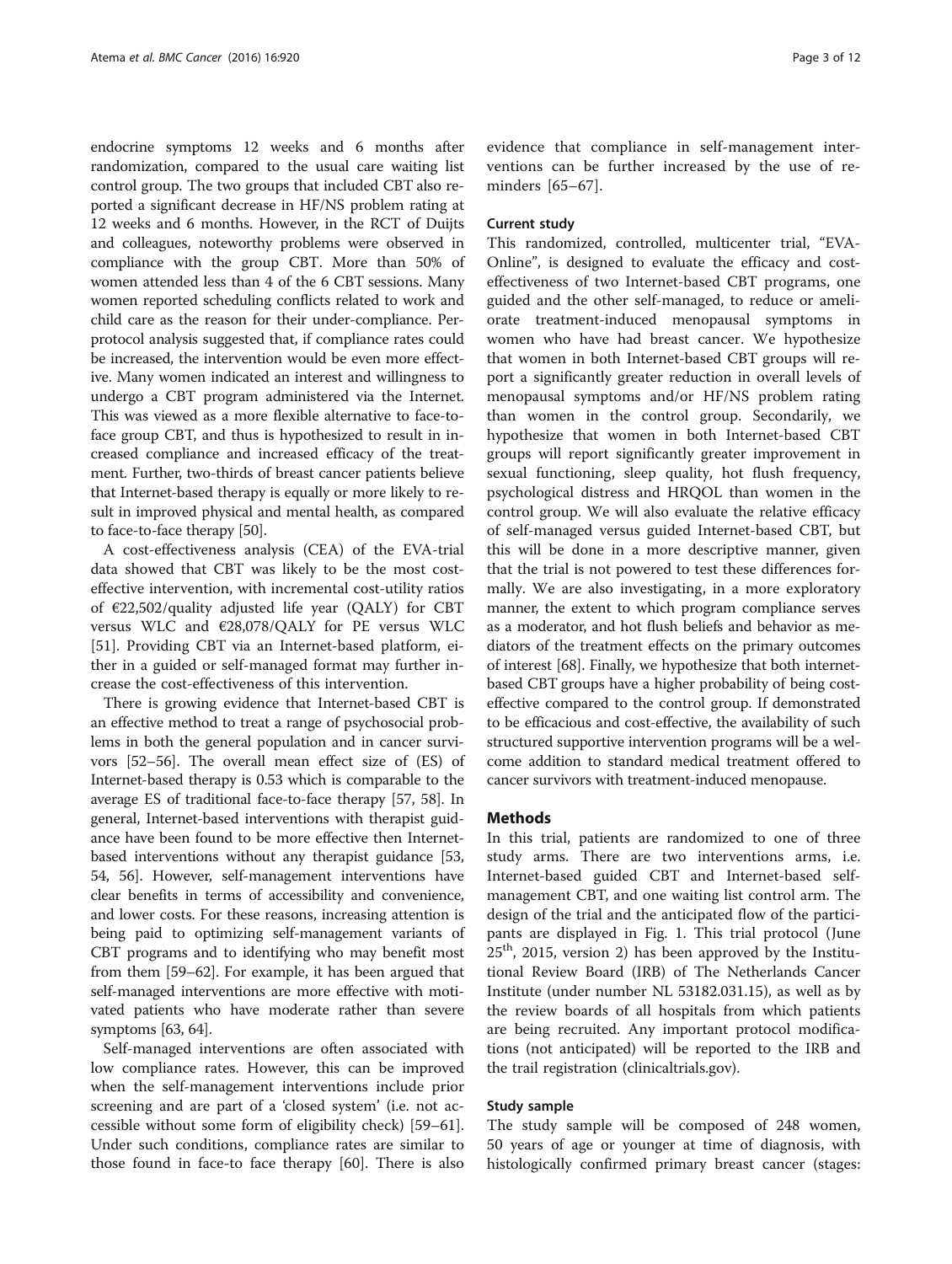endocrine symptoms 12 weeks and 6 months after randomization, compared to the usual care waiting list control group. The two groups that included CBT also reported a significant decrease in HF/NS problem rating at 12 weeks and 6 months. However, in the RCT of Duijts and colleagues, noteworthy problems were observed in compliance with the group CBT. More than 50% of women attended less than 4 of the 6 CBT sessions. Many women reported scheduling conflicts related to work and child care as the reason for their under-compliance. Per-protocol analysis suggested that, if compliance rates could be increased, the intervention would be even more effective. Many women indicated an interest and willingness to undergo a CBT program administered via the Internet. This was viewed as a more flexible alternative to face-to-face group CBT, and thus is hypothesized to result in increased compliance and increased efficacy of the treatment. Further, two-thirds of breast cancer patients believe that Internet-based therapy is equally or more likely to result in improved physical and mental health, as compared to face-to-face therapy [50].

A cost-effectiveness analysis (CEA) of the EVA-trial data showed that CBT was likely to be the most cost-effective intervention, with incremental cost-utility ratios of €22,502/quality adjusted life year (QALY) for CBT versus WLC and €28,078/QALY for PE versus WLC [51]. Providing CBT via an Internet-based platform, either in a guided or self-managed format may further increase the cost-effectiveness of this intervention.

There is growing evidence that Internet-based CBT is an effective method to treat a range of psychosocial problems in both the general population and in cancer survivors [52–56]. The overall mean effect size of (ES) of Internet-based therapy is 0.53 which is comparable to the average ES of traditional face-to-face therapy [57, 58]. In general, Internet-based interventions with therapist guidance have been found to be more effective then Internet-based interventions without any therapist guidance [53, 54, 56]. However, self-management interventions have clear benefits in terms of accessibility and convenience, and lower costs. For these reasons, increasing attention is being paid to optimizing self-management variants of CBT programs and to identifying who may benefit most from them [59–62]. For example, it has been argued that self-managed interventions are more effective with motivated patients who have moderate rather than severe symptoms [63, 64].

Self-managed interventions are often associated with low compliance rates. However, this can be improved when the self-management interventions include prior screening and are part of a 'closed system' (i.e. not accessible without some form of eligibility check) [59–61]. Under such conditions, compliance rates are similar to those found in face-to face therapy [60]. There is also evidence that compliance in self-management interventions can be further increased by the use of reminders [65–67].

### Current study

This randomized, controlled, multicenter trial, "EVA-Online", is designed to evaluate the efficacy and cost-effectiveness of two Internet-based CBT programs, one guided and the other self-managed, to reduce or ameliorate treatment-induced menopausal symptoms in women who have had breast cancer. We hypothesize that women in both Internet-based CBT groups will report a significantly greater reduction in overall levels of menopausal symptoms and/or HF/NS problem rating than women in the control group. Secondarily, we hypothesize that women in both Internet-based CBT groups will report significantly greater improvement in sexual functioning, sleep quality, hot flush frequency, psychological distress and HRQOL than women in the control group. We will also evaluate the relative efficacy of self-managed versus guided Internet-based CBT, but this will be done in a more descriptive manner, given that the trial is not powered to test these differences formally. We are also investigating, in a more exploratory manner, the extent to which program compliance serves as a moderator, and hot flush beliefs and behavior as mediators of the treatment effects on the primary outcomes of interest [68]. Finally, we hypothesize that both internet-based CBT groups have a higher probability of being cost-effective compared to the control group. If demonstrated to be efficacious and cost-effective, the availability of such structured supportive intervention programs will be a welcome addition to standard medical treatment offered to cancer survivors with treatment-induced menopause.

## Methods

In this trial, patients are randomized to one of three study arms. There are two interventions arms, i.e. Internet-based guided CBT and Internet-based self-management CBT, and one waiting list control arm. The design of the trial and the anticipated flow of the participants are displayed in Fig. 1. This trial protocol (June 25th, 2015, version 2) has been approved by the Institutional Review Board (IRB) of The Netherlands Cancer Institute (under number NL 53182.031.15), as well as by the review boards of all hospitals from which patients are being recruited. Any important protocol modifications (not anticipated) will be reported to the IRB and the trail registration (clinicaltrials.gov).

### Study sample

The study sample will be composed of 248 women, 50 years of age or younger at time of diagnosis, with histologically confirmed primary breast cancer (stages: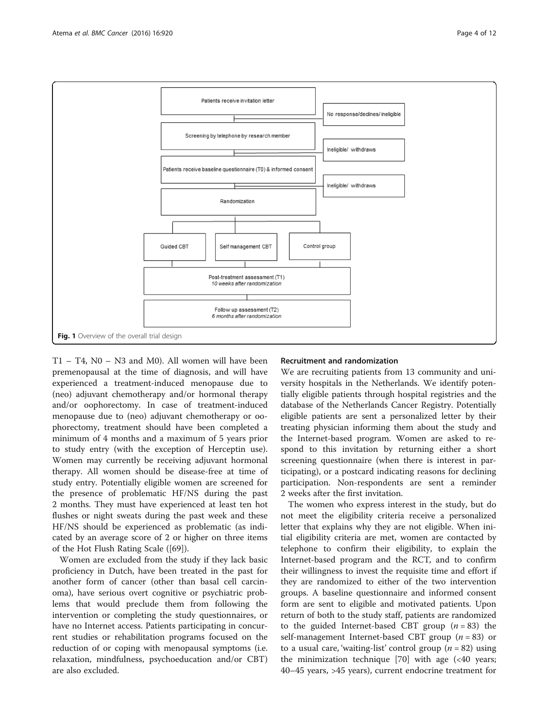Fig. 1 Overview of the overall trial design

T1 – T4, N0 – N3 and M0). All women will have been premenopausal at the time of diagnosis, and will have experienced a treatment-induced menopause due to (neo) adjuvant chemotherapy and/or hormonal therapy and/or oophorectomy. In case of treatment-induced menopause due to (neo) adjuvant chemotherapy or oophorectomy, treatment should have been completed a minimum of 4 months and a maximum of 5 years prior to study entry (with the exception of Herceptin use). Women may currently be receiving adjuvant hormonal therapy. All women should be disease-free at time of study entry. Potentially eligible women are screened for the presence of problematic HF/NS during the past 2 months. They must have experienced at least ten hot flushes or night sweats during the past week and these HF/NS should be experienced as problematic (as indicated by an average score of 2 or higher on three items of the Hot Flush Rating Scale ([69]).

Women are excluded from the study if they lack basic proficiency in Dutch, have been treated in the past for another form of cancer (other than basal cell carcinoma), have serious overt cognitive or psychiatric problems that would preclude them from following the intervention or completing the study questionnaires, or have no Internet access. Patients participating in concurrent studies or rehabilitation programs focused on the reduction of or coping with menopausal symptoms (i.e. relaxation, mindfulness, psychoeducation and/or CBT) are also excluded.

### Recruitment and randomization

We are recruiting patients from 13 community and university hospitals in the Netherlands. We identify potentially eligible patients through hospital registries and the database of the Netherlands Cancer Registry. Potentially eligible patients are sent a personalized letter by their treating physician informing them about the study and the Internet-based program. Women are asked to respond to this invitation by returning either a short screening questionnaire (when there is interest in participating), or a postcard indicating reasons for declining participation. Non-respondents are sent a reminder 2 weeks after the first invitation.

The women who express interest in the study, but do not meet the eligibility criteria receive a personalized letter that explains why they are not eligible. When initial eligibility criteria are met, women are contacted by telephone to confirm their eligibility, to explain the Internet-based program and the RCT, and to confirm their willingness to invest the requisite time and effort if they are randomized to either of the two intervention groups. A baseline questionnaire and informed consent form are sent to eligible and motivated patients. Upon return of both to the study staff, patients are randomized to the guided Internet-based CBT group ($n = 83$) the self-management Internet-based CBT group ($n = 83$) or to a usual care, 'waiting-list' control group ($n = 82$) using the minimization technique [70] with age (<40 years; 40–45 years, >45 years), current endocrine treatment for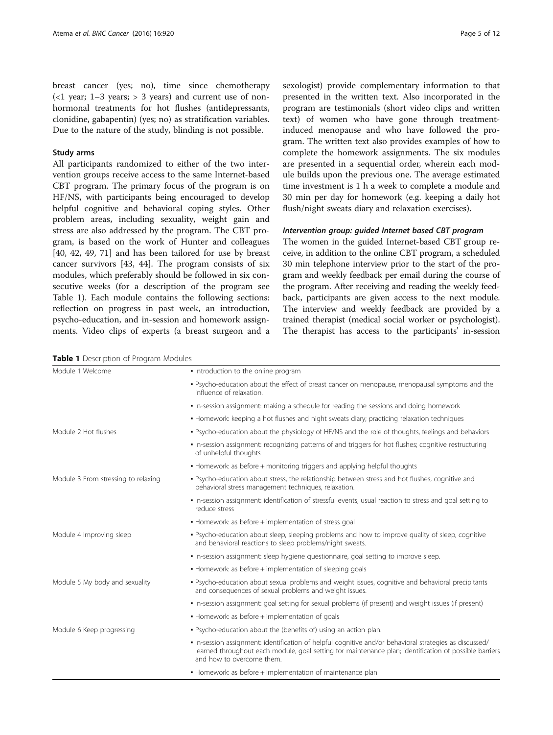breast cancer (yes; no), time since chemotherapy (<1 year; 1–3 years; > 3 years) and current use of non-hormonal treatments for hot flushes (antidepressants, clonidine, gabapentin) (yes; no) as stratification variables. Due to the nature of the study, blinding is not possible.

### Study arms

All participants randomized to either of the two intervention groups receive access to the same Internet-based CBT program. The primary focus of the program is on HF/NS, with participants being encouraged to develop helpful cognitive and behavioral coping styles. Other problem areas, including sexuality, weight gain and stress are also addressed by the program. The CBT program, is based on the work of Hunter and colleagues [40, 42, 49, 71] and has been tailored for use by breast cancer survivors [43, 44]. The program consists of six modules, which preferably should be followed in six consecutive weeks (for a description of the program see Table 1). Each module contains the following sections: reflection on progress in past week, an introduction, psycho-education, and in-session and homework assignments. Video clips of experts (a breast surgeon and a sexologist) provide complementary information to that presented in the written text. Also incorporated in the program are testimonials (short video clips and written text) of women who have gone through treatment-induced menopause and who have followed the program. The written text also provides examples of how to complete the homework assignments. The six modules are presented in a sequential order, wherein each module builds upon the previous one. The average estimated time investment is 1 h a week to complete a module and 30 min per day for homework (e.g. keeping a daily hot flush/night sweats diary and relaxation exercises).

#### *Intervention group: guided Internet based CBT program*

The women in the guided Internet-based CBT group receive, in addition to the online CBT program, a scheduled 30 min telephone interview prior to the start of the program and weekly feedback per email during the course of the program. After receiving and reading the weekly feedback, participants are given access to the next module. The interview and weekly feedback are provided by a trained therapist (medical social worker or psychologist). The therapist has access to the participants' in-session

**Table 1** Description of Program Modules

| | |
|---|---|
| Module 1 Welcome | • Introduction to the online program |
| | • Psycho-education about the effect of breast cancer on menopause, menopausal symptoms and the influence of relaxation. |
| | • In-session assignment: making a schedule for reading the sessions and doing homework |
| | • Homework: keeping a hot flushes and night sweats diary; practicing relaxation techniques |
| Module 2 Hot flushes | • Psycho-education about the physiology of HF/NS and the role of thoughts, feelings and behaviors |
| | • In-session assignment: recognizing patterns of and triggers for hot flushes; cognitive restructuring of unhelpful thoughts |
| | • Homework: as before + monitoring triggers and applying helpful thoughts |
| Module 3 From stressing to relaxing | • Psycho-education about stress, the relationship between stress and hot flushes, cognitive and behavioral stress management techniques, relaxation. |
| | • In-session assignment: identification of stressful events, usual reaction to stress and goal setting to reduce stress |
| | • Homework: as before + implementation of stress goal |
| Module 4 Improving sleep | • Psycho-education about sleep, sleeping problems and how to improve quality of sleep, cognitive and behavioral reactions to sleep problems/night sweats. |
| | • In-session assignment: sleep hygiene questionnaire, goal setting to improve sleep. |
| | • Homework: as before + implementation of sleeping goals |
| Module 5 My body and sexuality | • Psycho-education about sexual problems and weight issues, cognitive and behavioral precipitants and consequences of sexual problems and weight issues. |
| | • In-session assignment: goal setting for sexual problems (if present) and weight issues (if present) |
| | • Homework: as before + implementation of goals |
| Module 6 Keep progressing | • Psycho-education about the (benefits of) using an action plan. |
| | • In-session assignment: identification of helpful cognitive and/or behavioral strategies as discussed/learned throughout each module, goal setting for maintenance plan; identification of possible barriers and how to overcome them. |
| | • Homework: as before + implementation of maintenance plan |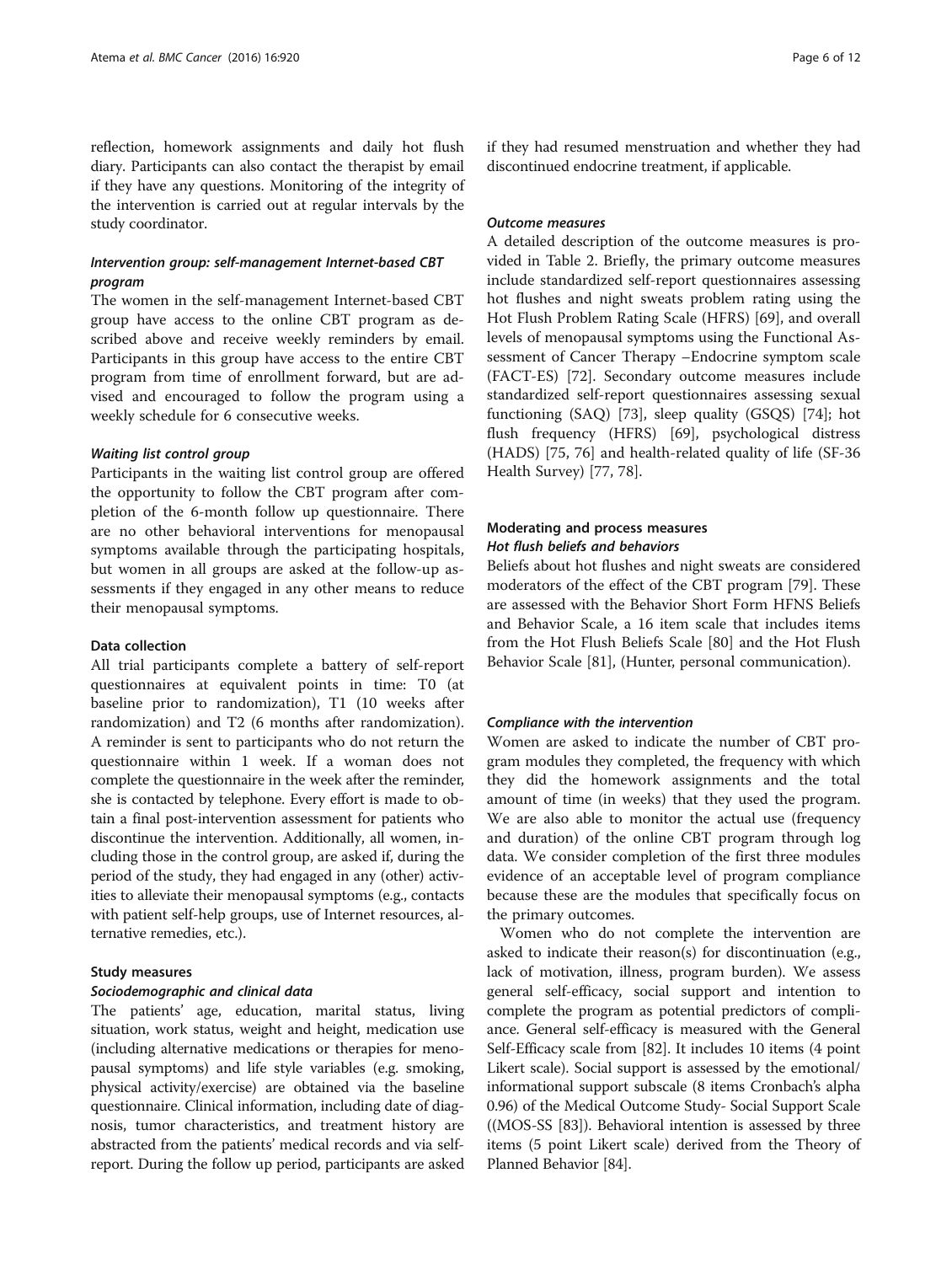reflection, homework assignments and daily hot flush diary. Participants can also contact the therapist by email if they have any questions. Monitoring of the integrity of the intervention is carried out at regular intervals by the study coordinator.

#### *Intervention group: self-management Internet-based CBT program*

The women in the self-management Internet-based CBT group have access to the online CBT program as described above and receive weekly reminders by email. Participants in this group have access to the entire CBT program from time of enrollment forward, but are advised and encouraged to follow the program using a weekly schedule for 6 consecutive weeks.

#### *Waiting list control group*

Participants in the waiting list control group are offered the opportunity to follow the CBT program after completion of the 6-month follow up questionnaire. There are no other behavioral interventions for menopausal symptoms available through the participating hospitals, but women in all groups are asked at the follow-up assessments if they engaged in any other means to reduce their menopausal symptoms.

### Data collection

All trial participants complete a battery of self-report questionnaires at equivalent points in time: T0 (at baseline prior to randomization), T1 (10 weeks after randomization) and T2 (6 months after randomization). A reminder is sent to participants who do not return the questionnaire within 1 week. If a woman does not complete the questionnaire in the week after the reminder, she is contacted by telephone. Every effort is made to obtain a final post-intervention assessment for patients who discontinue the intervention. Additionally, all women, including those in the control group, are asked if, during the period of the study, they had engaged in any (other) activities to alleviate their menopausal symptoms (e.g., contacts with patient self-help groups, use of Internet resources, alternative remedies, etc.).

### Study measures

#### *Sociodemographic and clinical data*

The patients' age, education, marital status, living situation, work status, weight and height, medication use (including alternative medications or therapies for menopausal symptoms) and life style variables (e.g. smoking, physical activity/exercise) are obtained via the baseline questionnaire. Clinical information, including date of diagnosis, tumor characteristics, and treatment history are abstracted from the patients' medical records and via self-report. During the follow up period, participants are asked if they had resumed menstruation and whether they had discontinued endocrine treatment, if applicable.

#### *Outcome measures*

A detailed description of the outcome measures is provided in Table 2. Briefly, the primary outcome measures include standardized self-report questionnaires assessing hot flushes and night sweats problem rating using the Hot Flush Problem Rating Scale (HFRS) [69], and overall levels of menopausal symptoms using the Functional Assessment of Cancer Therapy –Endocrine symptom scale (FACT-ES) [72]. Secondary outcome measures include standardized self-report questionnaires assessing sexual functioning (SAQ) [73], sleep quality (GSQS) [74]; hot flush frequency (HFRS) [69], psychological distress (HADS) [75, 76] and health-related quality of life (SF-36 Health Survey) [77, 78].

### Moderating and process measures

#### *Hot flush beliefs and behaviors*

Beliefs about hot flushes and night sweats are considered moderators of the effect of the CBT program [79]. These are assessed with the Behavior Short Form HFNS Beliefs and Behavior Scale, a 16 item scale that includes items from the Hot Flush Beliefs Scale [80] and the Hot Flush Behavior Scale [81], (Hunter, personal communication).

#### *Compliance with the intervention*

Women are asked to indicate the number of CBT program modules they completed, the frequency with which they did the homework assignments and the total amount of time (in weeks) that they used the program. We are also able to monitor the actual use (frequency and duration) of the online CBT program through log data. We consider completion of the first three modules evidence of an acceptable level of program compliance because these are the modules that specifically focus on the primary outcomes.

Women who do not complete the intervention are asked to indicate their reason(s) for discontinuation (e.g., lack of motivation, illness, program burden). We assess general self-efficacy, social support and intention to complete the program as potential predictors of compliance. General self-efficacy is measured with the General Self-Efficacy scale from [82]. It includes 10 items (4 point Likert scale). Social support is assessed by the emotional/informational support subscale (8 items Cronbach's alpha 0.96) of the Medical Outcome Study- Social Support Scale ((MOS-SS [83]). Behavioral intention is assessed by three items (5 point Likert scale) derived from the Theory of Planned Behavior [84].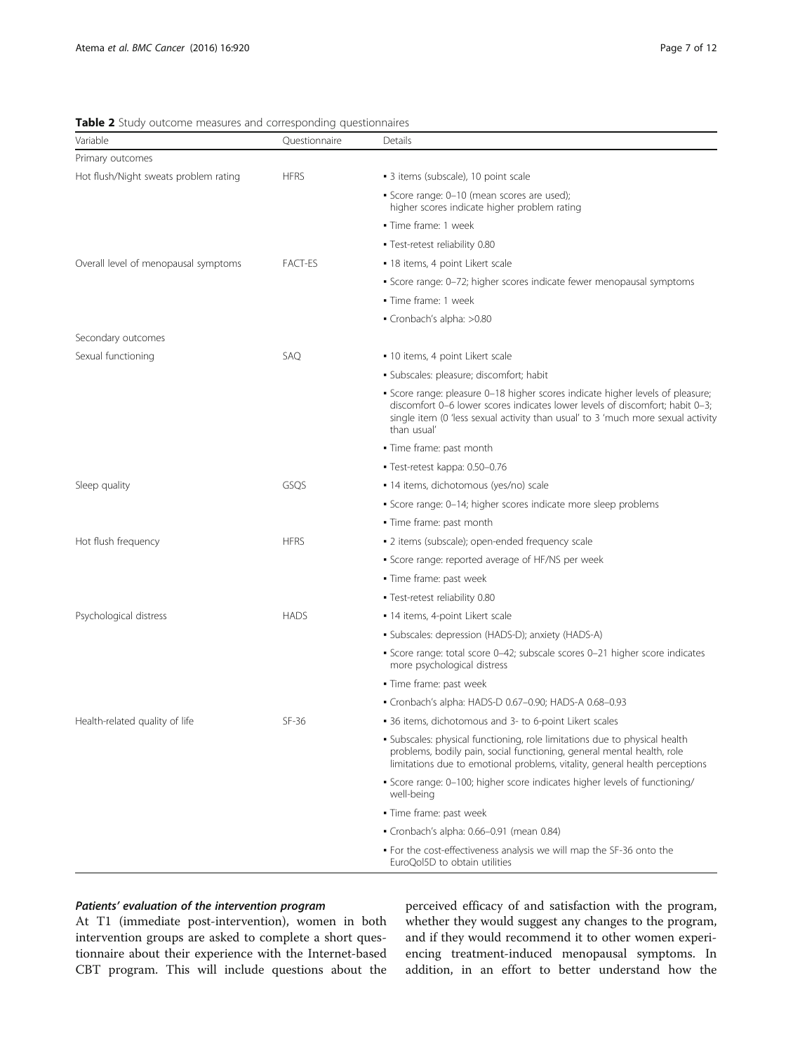**Table 2** Study outcome measures and corresponding questionnaires

| Variable | Questionnaire | Details |
|---|---|---|
| Primary outcomes | | |
| Hot flush/Night sweats problem rating | HFRS | ▪ 3 items (subscale), 10 point scale |
| | | ▪ Score range: 0–10 (mean scores are used); higher scores indicate higher problem rating |
| | | ▪ Time frame: 1 week |
| | | ▪ Test-retest reliability 0.80 |
| Overall level of menopausal symptoms | FACT-ES | ▪ 18 items, 4 point Likert scale |
| | | ▪ Score range: 0–72; higher scores indicate fewer menopausal symptoms |
| | | ▪ Time frame: 1 week |
| | | ▪ Cronbach's alpha: >0.80 |
| Secondary outcomes | | |
| Sexual functioning | SAQ | ▪ 10 items, 4 point Likert scale |
| | | ▪ Subscales: pleasure; discomfort; habit |
| | | ▪ Score range: pleasure 0–18 higher scores indicate higher levels of pleasure; discomfort 0–6 lower scores indicates lower levels of discomfort; habit 0–3; single item (0 'less sexual activity than usual' to 3 'much more sexual activity than usual' |
| | | ▪ Time frame: past month |
| | | ▪ Test-retest kappa: 0.50–0.76 |
| Sleep quality | GSQS | ▪ 14 items, dichotomous (yes/no) scale |
| | | ▪ Score range: 0–14; higher scores indicate more sleep problems |
| | | ▪ Time frame: past month |
| Hot flush frequency | HFRS | ▪ 2 items (subscale); open-ended frequency scale |
| | | ▪ Score range: reported average of HF/NS per week |
| | | ▪ Time frame: past week |
| | | ▪ Test-retest reliability 0.80 |
| Psychological distress | HADS | ▪ 14 items, 4-point Likert scale |
| | | ▪ Subscales: depression (HADS-D); anxiety (HADS-A) |
| | | ▪ Score range: total score 0–42; subscale scores 0–21 higher score indicates more psychological distress |
| | | ▪ Time frame: past week |
| | | ▪ Cronbach's alpha: HADS-D 0.67–0.90; HADS-A 0.68–0.93 |
| Health-related quality of life | SF-36 | ▪ 36 items, dichotomous and 3- to 6-point Likert scales |
| | | ▪ Subscales: physical functioning, role limitations due to physical health problems, bodily pain, social functioning, general mental health, role limitations due to emotional problems, vitality, general health perceptions |
| | | ▪ Score range: 0–100; higher score indicates higher levels of functioning/well-being |
| | | ▪ Time frame: past week |
| | | ▪ Cronbach's alpha: 0.66–0.91 (mean 0.84) |
| | | ▪ For the cost-effectiveness analysis we will map the SF-36 onto the EuroQol5D to obtain utilities |

#### *Patients' evaluation of the intervention program*

At T1 (immediate post-intervention), women in both intervention groups are asked to complete a short questionnaire about their experience with the Internet-based CBT program. This will include questions about the perceived efficacy of and satisfaction with the program, whether they would suggest any changes to the program, and if they would recommend it to other women experiencing treatment-induced menopausal symptoms. In addition, in an effort to better understand how the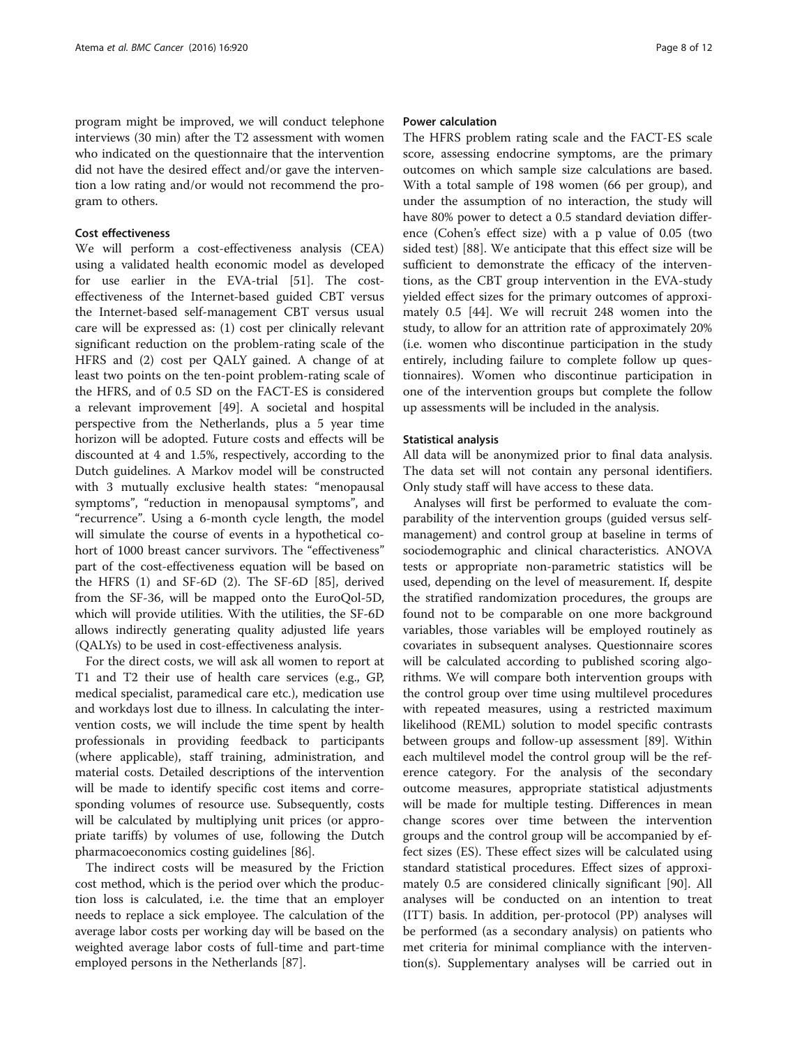program might be improved, we will conduct telephone interviews (30 min) after the T2 assessment with women who indicated on the questionnaire that the intervention did not have the desired effect and/or gave the intervention a low rating and/or would not recommend the program to others.

### Cost effectiveness

We will perform a cost-effectiveness analysis (CEA) using a validated health economic model as developed for use earlier in the EVA-trial [51]. The cost-effectiveness of the Internet-based guided CBT versus the Internet-based self-management CBT versus usual care will be expressed as: (1) cost per clinically relevant significant reduction on the problem-rating scale of the HFRS and (2) cost per QALY gained. A change of at least two points on the ten-point problem-rating scale of the HFRS, and of 0.5 SD on the FACT-ES is considered a relevant improvement [49]. A societal and hospital perspective from the Netherlands, plus a 5 year time horizon will be adopted. Future costs and effects will be discounted at 4 and 1.5%, respectively, according to the Dutch guidelines. A Markov model will be constructed with 3 mutually exclusive health states: "menopausal symptoms", "reduction in menopausal symptoms", and "recurrence". Using a 6-month cycle length, the model will simulate the course of events in a hypothetical cohort of 1000 breast cancer survivors. The "effectiveness" part of the cost-effectiveness equation will be based on the HFRS (1) and SF-6D (2). The SF-6D [85], derived from the SF-36, will be mapped onto the EuroQol-5D, which will provide utilities. With the utilities, the SF-6D allows indirectly generating quality adjusted life years (QALYs) to be used in cost-effectiveness analysis.

For the direct costs, we will ask all women to report at T1 and T2 their use of health care services (e.g., GP, medical specialist, paramedical care etc.), medication use and workdays lost due to illness. In calculating the intervention costs, we will include the time spent by health professionals in providing feedback to participants (where applicable), staff training, administration, and material costs. Detailed descriptions of the intervention will be made to identify specific cost items and corresponding volumes of resource use. Subsequently, costs will be calculated by multiplying unit prices (or appropriate tariffs) by volumes of use, following the Dutch pharmacoeconomics costing guidelines [86].

The indirect costs will be measured by the Friction cost method, which is the period over which the production loss is calculated, i.e. the time that an employer needs to replace a sick employee. The calculation of the average labor costs per working day will be based on the weighted average labor costs of full-time and part-time employed persons in the Netherlands [87].

### Power calculation

The HFRS problem rating scale and the FACT-ES scale score, assessing endocrine symptoms, are the primary outcomes on which sample size calculations are based. With a total sample of 198 women (66 per group), and under the assumption of no interaction, the study will have 80% power to detect a 0.5 standard deviation difference (Cohen's effect size) with a p value of 0.05 (two sided test) [88]. We anticipate that this effect size will be sufficient to demonstrate the efficacy of the interventions, as the CBT group intervention in the EVA-study yielded effect sizes for the primary outcomes of approximately 0.5 [44]. We will recruit 248 women into the study, to allow for an attrition rate of approximately 20% (i.e. women who discontinue participation in the study entirely, including failure to complete follow up questionnaires). Women who discontinue participation in one of the intervention groups but complete the follow up assessments will be included in the analysis.

### Statistical analysis

All data will be anonymized prior to final data analysis. The data set will not contain any personal identifiers. Only study staff will have access to these data.

Analyses will first be performed to evaluate the comparability of the intervention groups (guided versus self-management) and control group at baseline in terms of sociodemographic and clinical characteristics. ANOVA tests or appropriate non-parametric statistics will be used, depending on the level of measurement. If, despite the stratified randomization procedures, the groups are found not to be comparable on one more background variables, those variables will be employed routinely as covariates in subsequent analyses. Questionnaire scores will be calculated according to published scoring algorithms. We will compare both intervention groups with the control group over time using multilevel procedures with repeated measures, using a restricted maximum likelihood (REML) solution to model specific contrasts between groups and follow-up assessment [89]. Within each multilevel model the control group will be the reference category. For the analysis of the secondary outcome measures, appropriate statistical adjustments will be made for multiple testing. Differences in mean change scores over time between the intervention groups and the control group will be accompanied by effect sizes (ES). These effect sizes will be calculated using standard statistical procedures. Effect sizes of approximately 0.5 are considered clinically significant [90]. All analyses will be conducted on an intention to treat (ITT) basis. In addition, per-protocol (PP) analyses will be performed (as a secondary analysis) on patients who met criteria for minimal compliance with the intervention(s). Supplementary analyses will be carried out in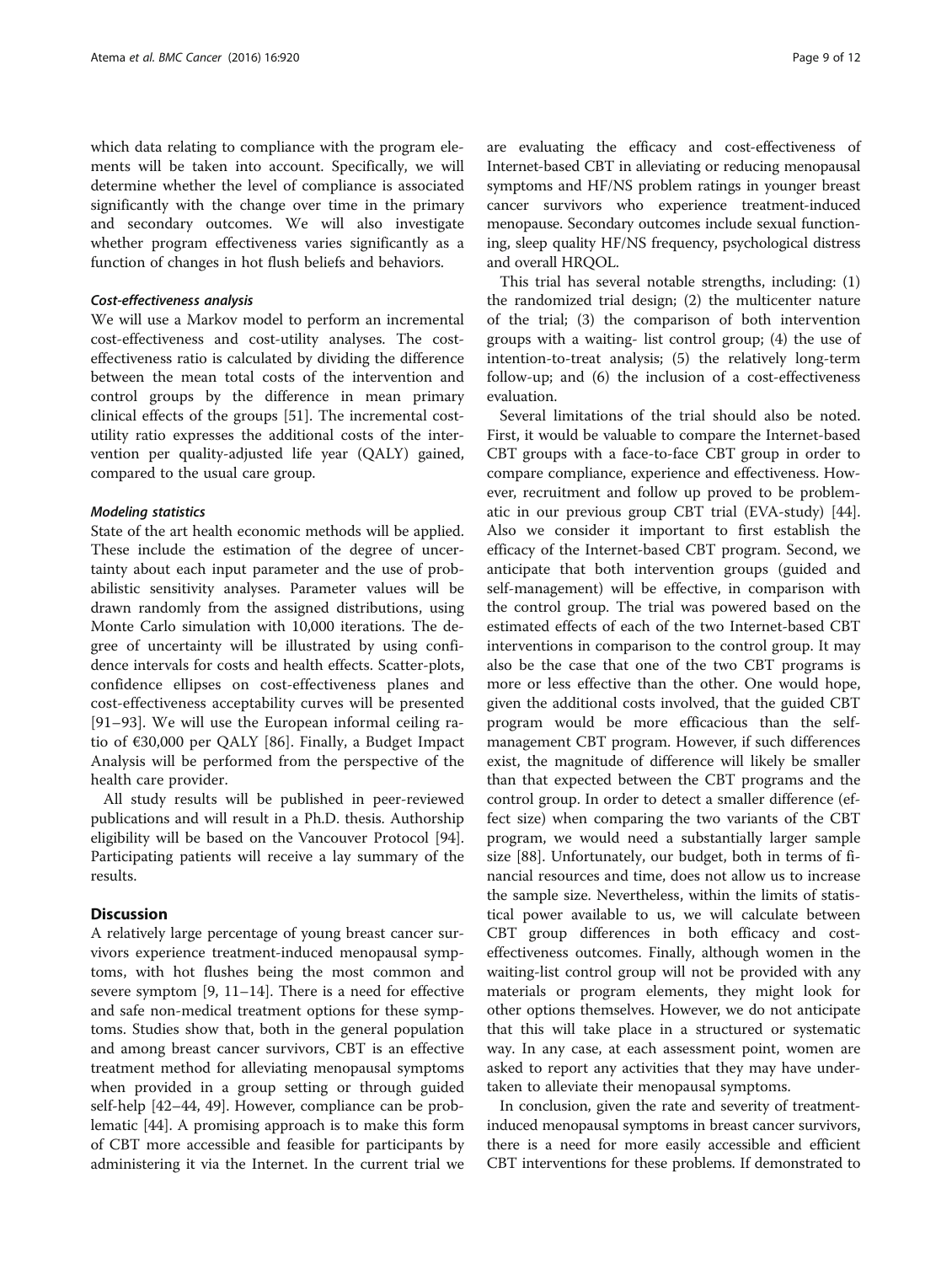which data relating to compliance with the program elements will be taken into account. Specifically, we will determine whether the level of compliance is associated significantly with the change over time in the primary and secondary outcomes. We will also investigate whether program effectiveness varies significantly as a function of changes in hot flush beliefs and behaviors.

#### *Cost-effectiveness analysis*

We will use a Markov model to perform an incremental cost-effectiveness and cost-utility analyses. The cost-effectiveness ratio is calculated by dividing the difference between the mean total costs of the intervention and control groups by the difference in mean primary clinical effects of the groups [51]. The incremental cost-utility ratio expresses the additional costs of the intervention per quality-adjusted life year (QALY) gained, compared to the usual care group.

#### *Modeling statistics*

State of the art health economic methods will be applied. These include the estimation of the degree of uncertainty about each input parameter and the use of probabilistic sensitivity analyses. Parameter values will be drawn randomly from the assigned distributions, using Monte Carlo simulation with 10,000 iterations. The degree of uncertainty will be illustrated by using confidence intervals for costs and health effects. Scatter-plots, confidence ellipses on cost-effectiveness planes and cost-effectiveness acceptability curves will be presented [91–93]. We will use the European informal ceiling ratio of €30,000 per QALY [86]. Finally, a Budget Impact Analysis will be performed from the perspective of the health care provider.

All study results will be published in peer-reviewed publications and will result in a Ph.D. thesis. Authorship eligibility will be based on the Vancouver Protocol [94]. Participating patients will receive a lay summary of the results.

## Discussion

A relatively large percentage of young breast cancer survivors experience treatment-induced menopausal symptoms, with hot flushes being the most common and severe symptom [9, 11–14]. There is a need for effective and safe non-medical treatment options for these symptoms. Studies show that, both in the general population and among breast cancer survivors, CBT is an effective treatment method for alleviating menopausal symptoms when provided in a group setting or through guided self-help [42–44, 49]. However, compliance can be problematic [44]. A promising approach is to make this form of CBT more accessible and feasible for participants by administering it via the Internet. In the current trial we are evaluating the efficacy and cost-effectiveness of Internet-based CBT in alleviating or reducing menopausal symptoms and HF/NS problem ratings in younger breast cancer survivors who experience treatment-induced menopause. Secondary outcomes include sexual functioning, sleep quality HF/NS frequency, psychological distress and overall HRQOL.

This trial has several notable strengths, including: (1) the randomized trial design; (2) the multicenter nature of the trial; (3) the comparison of both intervention groups with a waiting- list control group; (4) the use of intention-to-treat analysis; (5) the relatively long-term follow-up; and (6) the inclusion of a cost-effectiveness evaluation.

Several limitations of the trial should also be noted. First, it would be valuable to compare the Internet-based CBT groups with a face-to-face CBT group in order to compare compliance, experience and effectiveness. However, recruitment and follow up proved to be problematic in our previous group CBT trial (EVA-study) [44]. Also we consider it important to first establish the efficacy of the Internet-based CBT program. Second, we anticipate that both intervention groups (guided and self-management) will be effective, in comparison with the control group. The trial was powered based on the estimated effects of each of the two Internet-based CBT interventions in comparison to the control group. It may also be the case that one of the two CBT programs is more or less effective than the other. One would hope, given the additional costs involved, that the guided CBT program would be more efficacious than the self-management CBT program. However, if such differences exist, the magnitude of difference will likely be smaller than that expected between the CBT programs and the control group. In order to detect a smaller difference (effect size) when comparing the two variants of the CBT program, we would need a substantially larger sample size [88]. Unfortunately, our budget, both in terms of financial resources and time, does not allow us to increase the sample size. Nevertheless, within the limits of statistical power available to us, we will calculate between CBT group differences in both efficacy and cost-effectiveness outcomes. Finally, although women in the waiting-list control group will not be provided with any materials or program elements, they might look for other options themselves. However, we do not anticipate that this will take place in a structured or systematic way. In any case, at each assessment point, women are asked to report any activities that they may have undertaken to alleviate their menopausal symptoms.

In conclusion, given the rate and severity of treatment-induced menopausal symptoms in breast cancer survivors, there is a need for more easily accessible and efficient CBT interventions for these problems. If demonstrated to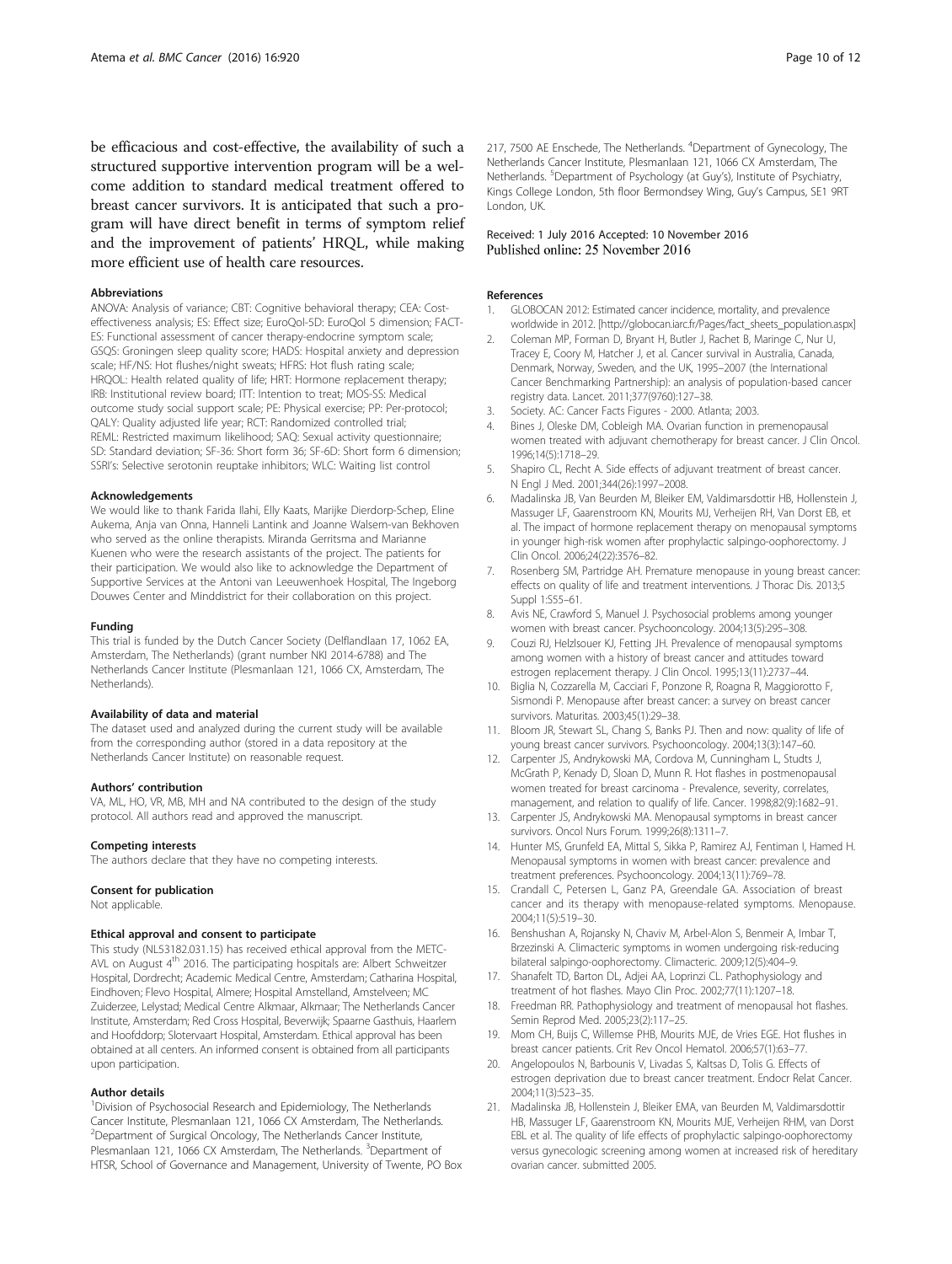be efficacious and cost-effective, the availability of such a structured supportive intervention program will be a welcome addition to standard medical treatment offered to breast cancer survivors. It is anticipated that such a program will have direct benefit in terms of symptom relief and the improvement of patients' HRQL, while making more efficient use of health care resources.

#### Abbreviations

ANOVA: Analysis of variance; CBT: Cognitive behavioral therapy; CEA: Cost-effectiveness analysis; ES: Effect size; EuroQol-5D: EuroQol 5 dimension; FACT-ES: Functional assessment of cancer therapy-endocrine symptom scale; GSQS: Groningen sleep quality score; HADS: Hospital anxiety and depression scale; HF/NS: Hot flushes/night sweats; HFRS: Hot flush rating scale; HRQOL: Health related quality of life; HRT: Hormone replacement therapy; IRB: Institutional review board; ITT: Intention to treat; MOS-SS: Medical outcome study social support scale; PE: Physical exercise; PP: Per-protocol; QALY: Quality adjusted life year; RCT: Randomized controlled trial; REML: Restricted maximum likelihood; SAQ: Sexual activity questionnaire; SD: Standard deviation; SF-36: Short form 36; SF-6D: Short form 6 dimension; SSRI's: Selective serotonin reuptake inhibitors; WLC: Waiting list control

#### Acknowledgements

We would like to thank Farida Ilahi, Elly Kaats, Marijke Dierdorp-Schep, Eline Aukema, Anja van Onna, Hanneli Lantink and Joanne Walsem-van Bekhoven who served as the online therapists. Miranda Gerritsma and Marianne Kuenen who were the research assistants of the project. The patients for their participation. We would also like to acknowledge the Department of Supportive Services at the Antoni van Leeuwenhoek Hospital, The Ingeborg Douwes Center and Minddistrict for their collaboration on this project.

#### Funding

This trial is funded by the Dutch Cancer Society (Delflandlaan 17, 1062 EA, Amsterdam, The Netherlands) (grant number NKI 2014-6788) and The Netherlands Cancer Institute (Plesmanlaan 121, 1066 CX, Amsterdam, The Netherlands).

#### Availability of data and material

The dataset used and analyzed during the current study will be available from the corresponding author (stored in a data repository at the Netherlands Cancer Institute) on reasonable request.

#### Authors' contribution

VA, ML, HO, VR, MB, MH and NA contributed to the design of the study protocol. All authors read and approved the manuscript.

#### Competing interests

The authors declare that they have no competing interests.

#### Consent for publication

Not applicable.

#### Ethical approval and consent to participate

This study (NL53182.031.15) has received ethical approval from the METC-AVL on August 4th 2016. The participating hospitals are: Albert Schweitzer Hospital, Dordrecht; Academic Medical Centre, Amsterdam; Catharina Hospital, Eindhoven; Flevo Hospital, Almere; Hospital Amstelland, Amstelveen; MC Zuiderzee, Lelystad; Medical Centre Alkmaar, Alkmaar; The Netherlands Cancer Institute, Amsterdam; Red Cross Hospital, Beverwijk; Spaarne Gasthuis, Haarlem and Hoofddorp; Slotervaart Hospital, Amsterdam. Ethical approval has been obtained at all centers. An informed consent is obtained from all participants upon participation.

#### Author details

[1]Division of Psychosocial Research and Epidemiology, The Netherlands Cancer Institute, Plesmanlaan 121, 1066 CX Amsterdam, The Netherlands. [2]Department of Surgical Oncology, The Netherlands Cancer Institute, Plesmanlaan 121, 1066 CX Amsterdam, The Netherlands. [3]Department of HTSR, School of Governance and Management, University of Twente, PO Box 217, 7500 AE Enschede, The Netherlands. [4]Department of Gynecology, The Netherlands Cancer Institute, Plesmanlaan 121, 1066 CX Amsterdam, The Netherlands. [5]Department of Psychology (at Guy's), Institute of Psychiatry, Kings College London, 5th floor Bermondsey Wing, Guy's Campus, SE1 9RT London, UK.

Received: 1 July 2016 Accepted: 10 November 2016
Published online: 25 November 2016

#### References

1. GLOBOCAN 2012: Estimated cancer incidence, mortality, and prevalence worldwide in 2012. [http://globocan.iarc.fr/Pages/fact_sheets_population.aspx]
2. Coleman MP, Forman D, Bryant H, Butler J, Rachet B, Maringe C, Nur U, Tracey E, Coory M, Hatcher J, et al. Cancer survival in Australia, Canada, Denmark, Norway, Sweden, and the UK, 1995–2007 (the International Cancer Benchmarking Partnership): an analysis of population-based cancer registry data. Lancet. 2011;377(9760):127–38.
3. Society. AC: Cancer Facts Figures - 2000. Atlanta; 2003.
4. Bines J, Oleske DM, Cobleigh MA. Ovarian function in premenopausal women treated with adjuvant chemotherapy for breast cancer. J Clin Oncol. 1996;14(5):1718–29.
5. Shapiro CL, Recht A. Side effects of adjuvant treatment of breast cancer. N Engl J Med. 2001;344(26):1997–2008.
6. Madalinska JB, Van Beurden M, Bleiker EM, Valdimarsdottir HB, Hollenstein J, Massuger LF, Gaarenstroom KN, Mourits MJ, Verheijen RH, Van Dorst EB, et al. The impact of hormone replacement therapy on menopausal symptoms in younger high-risk women after prophylactic salpingo-oophorectomy. J Clin Oncol. 2006;24(22):3576–82.
7. Rosenberg SM, Partridge AH. Premature menopause in young breast cancer: effects on quality of life and treatment interventions. J Thorac Dis. 2013;5 Suppl 1:S55–61.
8. Avis NE, Crawford S, Manuel J. Psychosocial problems among younger women with breast cancer. Psychooncology. 2004;13(5):295–308.
9. Couzi RJ, Helzlsouer KJ, Fetting JH. Prevalence of menopausal symptoms among women with a history of breast cancer and attitudes toward estrogen replacement therapy. J Clin Oncol. 1995;13(11):2737–44.
10. Biglia N, Cozzarella M, Cacciari F, Ponzone R, Roagna R, Maggiorotto F, Sismondi P. Menopause after breast cancer: a survey on breast cancer survivors. Maturitas. 2003;45(1):29–38.
11. Bloom JR, Stewart SL, Chang S, Banks PJ. Then and now: quality of life of young breast cancer survivors. Psychooncology. 2004;13(3):147–60.
12. Carpenter JS, Andrykowski MA, Cordova M, Cunningham L, Studts J, McGrath P, Kenady D, Sloan D, Munn R. Hot flashes in postmenopausal women treated for breast carcinoma - Prevalence, severity, correlates, management, and relation to qualify of life. Cancer. 1998;82(9):1682–91.
13. Carpenter JS, Andrykowski MA. Menopausal symptoms in breast cancer survivors. Oncol Nurs Forum. 1999;26(8):1311–7.
14. Hunter MS, Grunfeld EA, Mittal S, Sikka P, Ramirez AJ, Fentiman I, Hamed H. Menopausal symptoms in women with breast cancer: prevalence and treatment preferences. Psychooncology. 2004;13(11):769–78.
15. Crandall C, Petersen L, Ganz PA, Greendale GA. Association of breast cancer and its therapy with menopause-related symptoms. Menopause. 2004;11(5):519–30.
16. Benshushan A, Rojansky N, Chaviv M, Arbel-Alon S, Benmeir A, Imbar T, Brzezinski A. Climacteric symptoms in women undergoing risk-reducing bilateral salpingo-oophorectomy. Climacteric. 2009;12(5):404–9.
17. Shanafelt TD, Barton DL, Adjei AA, Loprinzi CL. Pathophysiology and treatment of hot flashes. Mayo Clin Proc. 2002;77(11):1207–18.
18. Freedman RR. Pathophysiology and treatment of menopausal hot flashes. Semin Reprod Med. 2005;23(2):117–25.
19. Mom CH, Buijs C, Willemse PHB, Mourits MJE, de Vries EGE. Hot flushes in breast cancer patients. Crit Rev Oncol Hematol. 2006;57(1):63–77.
20. Angelopoulos N, Barbounis V, Livadas S, Kaltsas D, Tolis G. Effects of estrogen deprivation due to breast cancer treatment. Endocr Relat Cancer. 2004;11(3):523–35.
21. Madalinska JB, Hollenstein J, Bleiker EMA, van Beurden M, Valdimarsdottir HB, Massuger LF, Gaarenstroom KN, Mourits MJE, Verheijen RHM, van Dorst EBL et al. The quality of life effects of prophylactic salpingo-oophorectomy versus gynecologic screening among women at increased risk of hereditary ovarian cancer. submitted 2005.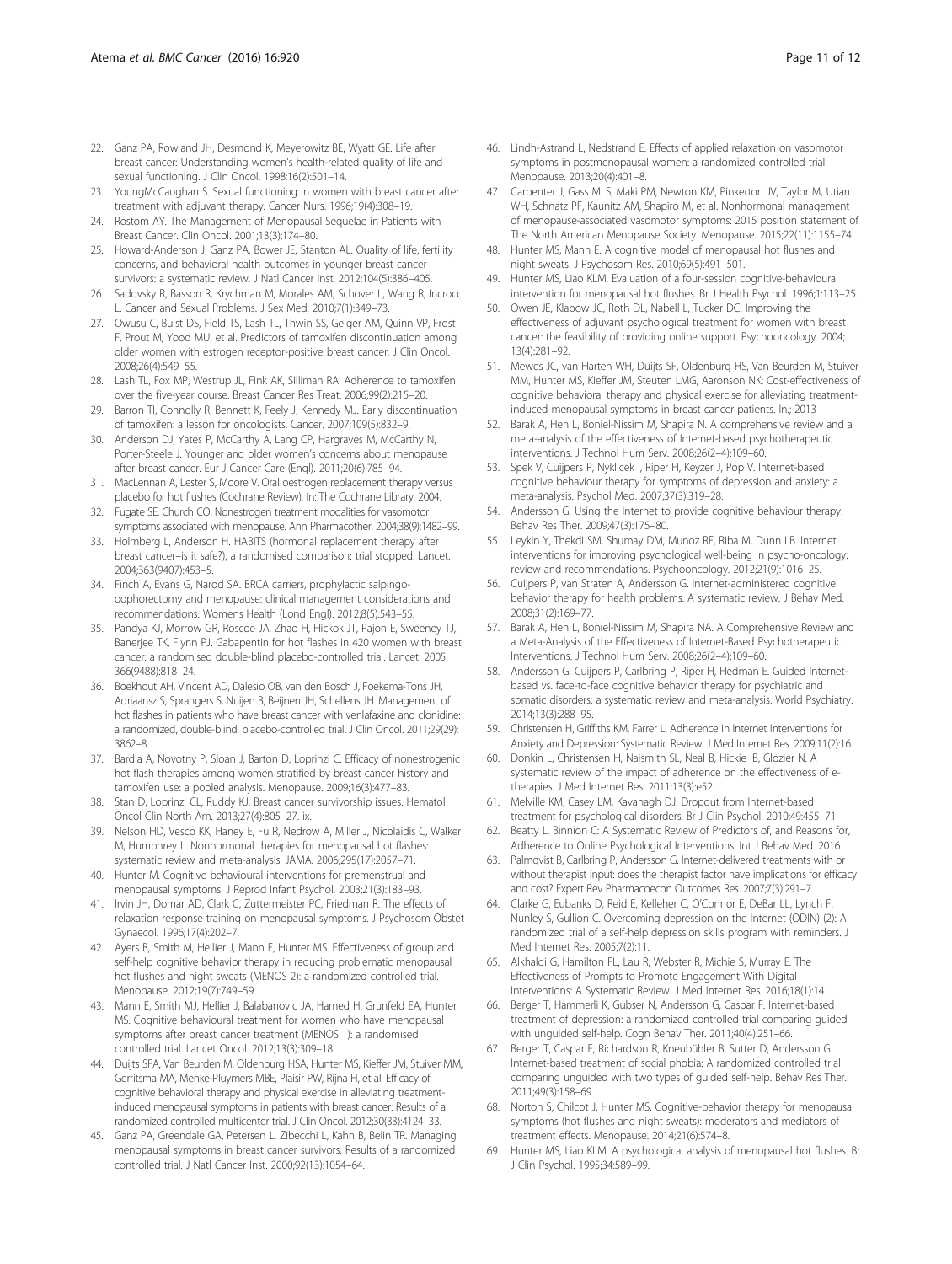22. Ganz PA, Rowland JH, Desmond K, Meyerowitz BE, Wyatt GE. Life after breast cancer: Understanding women's health-related quality of life and sexual functioning. J Clin Oncol. 1998;16(2):501–14.
23. YoungMcCaughan S. Sexual functioning in women with breast cancer after treatment with adjuvant therapy. Cancer Nurs. 1996;19(4):308–19.
24. Rostom AY. The Management of Menopausal Sequelae in Patients with Breast Cancer. Clin Oncol. 2001;13(3):174–80.
25. Howard-Anderson J, Ganz PA, Bower JE, Stanton AL. Quality of life, fertility concerns, and behavioral health outcomes in younger breast cancer survivors: a systematic review. J Natl Cancer Inst. 2012;104(5):386–405.
26. Sadovsky R, Basson R, Krychman M, Morales AM, Schover L, Wang R, Incrocci L. Cancer and Sexual Problems. J Sex Med. 2010;7(1):349–73.
27. Owusu C, Buist DS, Field TS, Lash TL, Thwin SS, Geiger AM, Quinn VP, Frost F, Prout M, Yood MU, et al. Predictors of tamoxifen discontinuation among older women with estrogen receptor-positive breast cancer. J Clin Oncol. 2008;26(4):549–55.
28. Lash TL, Fox MP, Westrup JL, Fink AK, Silliman RA. Adherence to tamoxifen over the five-year course. Breast Cancer Res Treat. 2006;99(2):215–20.
29. Barron TI, Connolly R, Bennett K, Feely J, Kennedy MJ. Early discontinuation of tamoxifen: a lesson for oncologists. Cancer. 2007;109(5):832–9.
30. Anderson DJ, Yates P, McCarthy A, Lang CP, Hargraves M, McCarthy N, Porter-Steele J. Younger and older women's concerns about menopause after breast cancer. Eur J Cancer Care (Engl). 2011;20(6):785–94.
31. MacLennan A, Lester S, Moore V. Oral oestrogen replacement therapy versus placebo for hot flushes (Cochrane Review). In: The Cochrane Library. 2004.
32. Fugate SE, Church CO. Nonestrogen treatment modalities for vasomotor symptoms associated with menopause. Ann Pharmacother. 2004;38(9):1482–99.
33. Holmberg L, Anderson H. HABITS (hormonal replacement therapy after breast cancer–is it safe?), a randomised comparison: trial stopped. Lancet. 2004;363(9407):453–5.
34. Finch A, Evans G, Narod SA. BRCA carriers, prophylactic salpingo-oophorectomy and menopause: clinical management considerations and recommendations. Womens Health (Lond Engl). 2012;8(5):543–55.
35. Pandya KJ, Morrow GR, Roscoe JA, Zhao H, Hickok JT, Pajon E, Sweeney TJ, Banerjee TK, Flynn PJ. Gabapentin for hot flashes in 420 women with breast cancer: a randomised double-blind placebo-controlled trial. Lancet. 2005;366(9488):818–24.
36. Boekhout AH, Vincent AD, Dalesio OB, van den Bosch J, Foekema-Tons JH, Adriaansz S, Sprangers S, Nuijen B, Beijnen JH, Schellens JH. Management of hot flashes in patients who have breast cancer with venlafaxine and clonidine: a randomized, double-blind, placebo-controlled trial. J Clin Oncol. 2011;29(29):3862–8.
37. Bardia A, Novotny P, Sloan J, Barton D, Loprinzi C. Efficacy of nonestrogenic hot flash therapies among women stratified by breast cancer history and tamoxifen use: a pooled analysis. Menopause. 2009;16(3):477–83.
38. Stan D, Loprinzi CL, Ruddy KJ. Breast cancer survivorship issues. Hematol Oncol Clin North Am. 2013;27(4):805–27. ix.
39. Nelson HD, Vesco KK, Haney E, Fu R, Nedrow A, Miller J, Nicolaidis C, Walker M, Humphrey L. Nonhormonal therapies for menopausal hot flashes: systematic review and meta-analysis. JAMA. 2006;295(17):2057–71.
40. Hunter M. Cognitive behavioural interventions for premenstrual and menopausal symptoms. J Reprod Infant Psychol. 2003;21(3):183–93.
41. Irvin JH, Domar AD, Clark C, Zuttermeister PC, Friedman R. The effects of relaxation response training on menopausal symptoms. J Psychosom Obstet Gynaecol. 1996;17(4):202–7.
42. Ayers B, Smith M, Hellier J, Mann E, Hunter MS. Effectiveness of group and self-help cognitive behavior therapy in reducing problematic menopausal hot flushes and night sweats (MENOS 2): a randomized controlled trial. Menopause. 2012;19(7):749–59.
43. Mann E, Smith MJ, Hellier J, Balabanovic JA, Hamed H, Grunfeld EA, Hunter MS. Cognitive behavioural treatment for women who have menopausal symptoms after breast cancer treatment (MENOS 1): a randomised controlled trial. Lancet Oncol. 2012;13(3):309–18.
44. Duijts SFA, Van Beurden M, Oldenburg HSA, Hunter MS, Kieffer JM, Stuiver MM, Gerritsma MA, Menke-Pluymers MBE, Plaisir PW, Rijna H, et al. Efficacy of cognitive behavioral therapy and physical exercise in alleviating treatment-induced menopausal symptoms in patients with breast cancer: Results of a randomized controlled multicenter trial. J Clin Oncol. 2012;30(33):4124–33.
45. Ganz PA, Greendale GA, Petersen L, Zibecchi L, Kahn B, Belin TR. Managing menopausal symptoms in breast cancer survivors: Results of a randomized controlled trial. J Natl Cancer Inst. 2000;92(13):1054–64.
46. Lindh-Astrand L, Nedstrand E. Effects of applied relaxation on vasomotor symptoms in postmenopausal women: a randomized controlled trial. Menopause. 2013;20(4):401–8.
47. Carpenter J, Gass MLS, Maki PM, Newton KM, Pinkerton JV, Taylor M, Utian WH, Schnatz PF, Kaunitz AM, Shapiro M, et al. Nonhormonal management of menopause-associated vasomotor symptoms: 2015 position statement of The North American Menopause Society. Menopause. 2015;22(11):1155–74.
48. Hunter MS, Mann E. A cognitive model of menopausal hot flushes and night sweats. J Psychosom Res. 2010;69(5):491–501.
49. Hunter MS, Liao KLM. Evaluation of a four-session cognitive-behavioural intervention for menopausal hot flushes. Br J Health Psychol. 1996;1:113–25.
50. Owen JE, Klapow JC, Roth DL, Nabell L, Tucker DC. Improving the effectiveness of adjuvant psychological treatment for women with breast cancer: the feasibility of providing online support. Psychooncology. 2004;13(4):281–92.
51. Mewes JC, van Harten WH, Duijts SF, Oldenburg HS, Van Beurden M, Stuiver MM, Hunter MS, Kieffer JM, Steuten LMG, Aaronson NK: Cost-effectiveness of cognitive behavioral therapy and physical exercise for alleviating treatment-induced menopausal symptoms in breast cancer patients. In.; 2013
52. Barak A, Hen L, Boniel-Nissim M, Shapira N. A comprehensive review and a meta-analysis of the effectiveness of Internet-based psychotherapeutic interventions. J Technol Hum Serv. 2008;26(2–4):109–60.
53. Spek V, Cuijpers P, Nyklicek I, Riper H, Keyzer J, Pop V. Internet-based cognitive behaviour therapy for symptoms of depression and anxiety: a meta-analysis. Psychol Med. 2007;37(3):319–28.
54. Andersson G. Using the Internet to provide cognitive behaviour therapy. Behav Res Ther. 2009;47(3):175–80.
55. Leykin Y, Thekdi SM, Shumay DM, Munoz RF, Riba M, Dunn LB. Internet interventions for improving psychological well-being in psycho-oncology: review and recommendations. Psychooncology. 2012;21(9):1016–25.
56. Cuijpers P, van Straten A, Andersson G. Internet-administered cognitive behavior therapy for health problems: A systematic review. J Behav Med. 2008;31(2):169–77.
57. Barak A, Hen L, Boniel-Nissim M, Shapira NA. A Comprehensive Review and a Meta-Analysis of the Effectiveness of Internet-Based Psychotherapeutic Interventions. J Technol Hum Serv. 2008;26(2–4):109–60.
58. Andersson G, Cuijpers P, Carlbring P, Riper H, Hedman E. Guided Internet-based vs. face-to-face cognitive behavior therapy for psychiatric and somatic disorders: a systematic review and meta-analysis. World Psychiatry. 2014;13(3):288–95.
59. Christensen H, Griffiths KM, Farrer L. Adherence in Internet Interventions for Anxiety and Depression: Systematic Review. J Med Internet Res. 2009;11(2):16.
60. Donkin L, Christensen H, Naismith SL, Neal B, Hickie IB, Glozier N. A systematic review of the impact of adherence on the effectiveness of e-therapies. J Med Internet Res. 2011;13(3):e52.
61. Melville KM, Casey LM, Kavanagh DJ. Dropout from Internet-based treatment for psychological disorders. Br J Clin Psychol. 2010;49:455–71.
62. Beatty L, Binnion C: A Systematic Review of Predictors of, and Reasons for, Adherence to Online Psychological Interventions. Int J Behav Med. 2016
63. Palmqvist B, Carlbring P, Andersson G. Internet-delivered treatments with or without therapist input: does the therapist factor have implications for efficacy and cost? Expert Rev Pharmacoecon Outcomes Res. 2007;7(3):291–7.
64. Clarke G, Eubanks D, Reid E, Kelleher C, O'Connor E, DeBar LL, Lynch F, Nunley S, Gullion C. Overcoming depression on the Internet (ODIN) (2): A randomized trial of a self-help depression skills program with reminders. J Med Internet Res. 2005;7(2):11.
65. Alkhaldi G, Hamilton FL, Lau R, Webster R, Michie S, Murray E. The Effectiveness of Prompts to Promote Engagement With Digital Interventions: A Systematic Review. J Med Internet Res. 2016;18(1):14.
66. Berger T, Hammerli K, Gubser N, Andersson G, Caspar F. Internet-based treatment of depression: a randomized controlled trial comparing guided with unguided self-help. Cogn Behav Ther. 2011;40(4):251–66.
67. Berger T, Caspar F, Richardson R, Kneubühler B, Sutter D, Andersson G. Internet-based treatment of social phobia: A randomized controlled trial comparing unguided with two types of guided self-help. Behav Res Ther. 2011;49(3):158–69.
68. Norton S, Chilcot J, Hunter MS. Cognitive-behavior therapy for menopausal symptoms (hot flushes and night sweats): moderators and mediators of treatment effects. Menopause. 2014;21(6):574–8.
69. Hunter MS, Liao KLM. A psychological analysis of menopausal hot flushes. Br J Clin Psychol. 1995;34:589–99.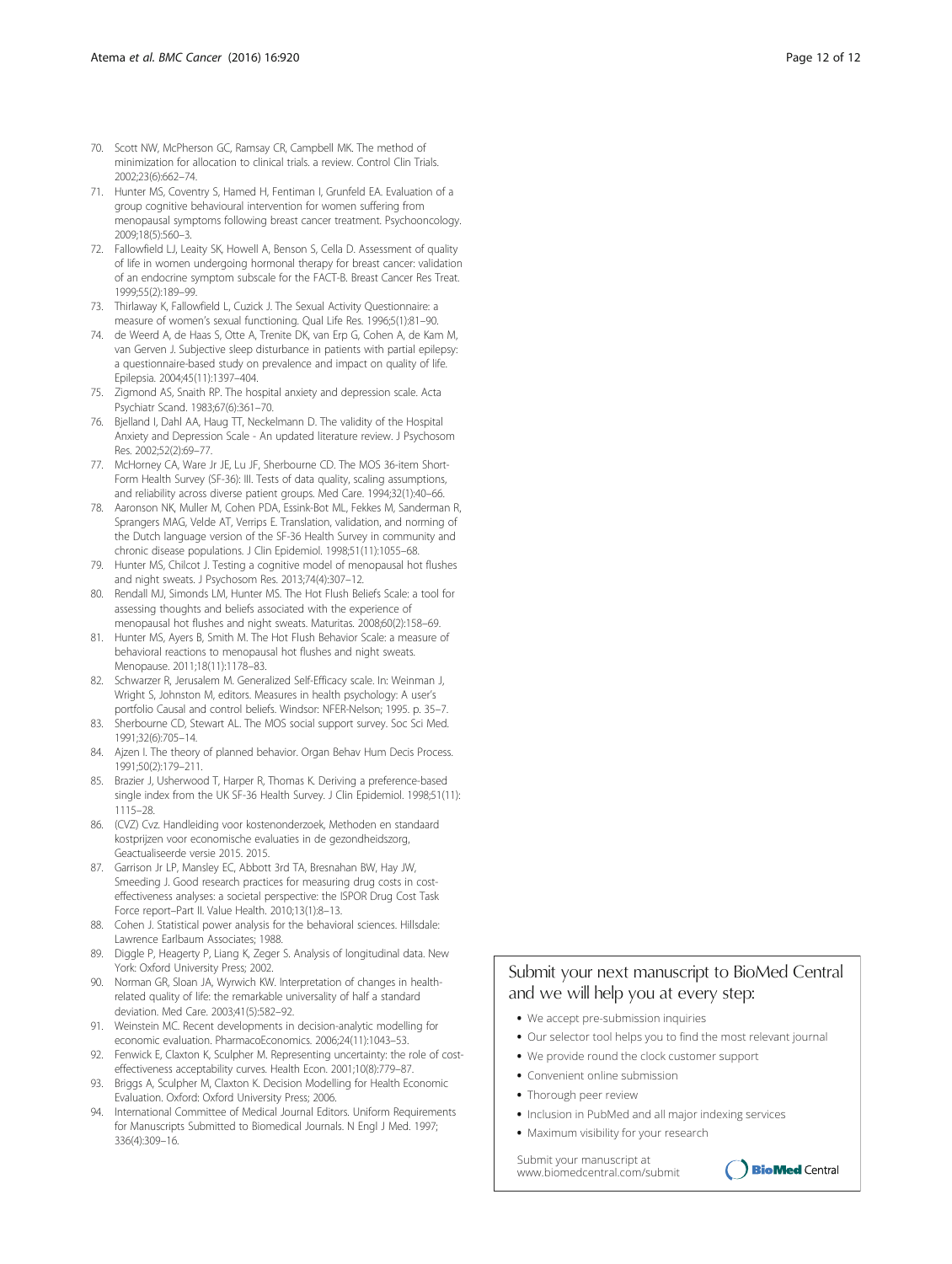70. Scott NW, McPherson GC, Ramsay CR, Campbell MK. The method of minimization for allocation to clinical trials. a review. Control Clin Trials. 2002;23(6):662–74.
71. Hunter MS, Coventry S, Hamed H, Fentiman I, Grunfeld EA. Evaluation of a group cognitive behavioural intervention for women suffering from menopausal symptoms following breast cancer treatment. Psychooncology. 2009;18(5):560–3.
72. Fallowfield LJ, Leaity SK, Howell A, Benson S, Cella D. Assessment of quality of life in women undergoing hormonal therapy for breast cancer: validation of an endocrine symptom subscale for the FACT-B. Breast Cancer Res Treat. 1999;55(2):189–99.
73. Thirlaway K, Fallowfield L, Cuzick J. The Sexual Activity Questionnaire: a measure of women's sexual functioning. Qual Life Res. 1996;5(1):81–90.
74. de Weerd A, de Haas S, Otte A, Trenite DK, van Erp G, Cohen A, de Kam M, van Gerven J. Subjective sleep disturbance in patients with partial epilepsy: a questionnaire-based study on prevalence and impact on quality of life. Epilepsia. 2004;45(11):1397–404.
75. Zigmond AS, Snaith RP. The hospital anxiety and depression scale. Acta Psychiatr Scand. 1983;67(6):361–70.
76. Bjelland I, Dahl AA, Haug TT, Neckelmann D. The validity of the Hospital Anxiety and Depression Scale - An updated literature review. J Psychosom Res. 2002;52(2):69–77.
77. McHorney CA, Ware Jr JE, Lu JF, Sherbourne CD. The MOS 36-item Short-Form Health Survey (SF-36): III. Tests of data quality, scaling assumptions, and reliability across diverse patient groups. Med Care. 1994;32(1):40–66.
78. Aaronson NK, Muller M, Cohen PDA, Essink-Bot ML, Fekkes M, Sanderman R, Sprangers MAG, Velde AT, Verrips E. Translation, validation, and norming of the Dutch language version of the SF-36 Health Survey in community and chronic disease populations. J Clin Epidemiol. 1998;51(11):1055–68.
79. Hunter MS, Chilcot J. Testing a cognitive model of menopausal hot flushes and night sweats. J Psychosom Res. 2013;74(4):307–12.
80. Rendall MJ, Simonds LM, Hunter MS. The Hot Flush Beliefs Scale: a tool for assessing thoughts and beliefs associated with the experience of menopausal hot flushes and night sweats. Maturitas. 2008;60(2):158–69.
81. Hunter MS, Ayers B, Smith M. The Hot Flush Behavior Scale: a measure of behavioral reactions to menopausal hot flushes and night sweats. Menopause. 2011;18(11):1178–83.
82. Schwarzer R, Jerusalem M. Generalized Self-Efficacy scale. In: Weinman J, Wright S, Johnston M, editors. Measures in health psychology: A user's portfolio Causal and control beliefs. Windsor: NFER-Nelson; 1995. p. 35–7.
83. Sherbourne CD, Stewart AL. The MOS social support survey. Soc Sci Med. 1991;32(6):705–14.
84. Ajzen I. The theory of planned behavior. Organ Behav Hum Decis Process. 1991;50(2):179–211.
85. Brazier J, Usherwood T, Harper R, Thomas K. Deriving a preference-based single index from the UK SF-36 Health Survey. J Clin Epidemiol. 1998;51(11): 1115–28.
86. (CVZ) Cvz. Handleiding voor kostenonderzoek, Methoden en standaard kostprijzen voor economische evaluaties in de gezondheidszorg, Geactualiseerde versie 2015. 2015.
87. Garrison Jr LP, Mansley EC, Abbott 3rd TA, Bresnahan BW, Hay JW, Smeeding J. Good research practices for measuring drug costs in cost-effectiveness analyses: a societal perspective: the ISPOR Drug Cost Task Force report–Part II. Value Health. 2010;13(1):8–13.
88. Cohen J. Statistical power analysis for the behavioral sciences. Hillsdale: Lawrence Earlbaum Associates; 1988.
89. Diggle P, Heagerty P, Liang K, Zeger S. Analysis of longitudinal data. New York: Oxford University Press; 2002.
90. Norman GR, Sloan JA, Wyrwich KW. Interpretation of changes in health-related quality of life: the remarkable universality of half a standard deviation. Med Care. 2003;41(5):582–92.
91. Weinstein MC. Recent developments in decision-analytic modelling for economic evaluation. PharmacoEconomics. 2006;24(11):1043–53.
92. Fenwick E, Claxton K, Sculpher M. Representing uncertainty: the role of cost-effectiveness acceptability curves. Health Econ. 2001;10(8):779–87.
93. Briggs A, Sculpher M, Claxton K. Decision Modelling for Health Economic Evaluation. Oxford: Oxford University Press; 2006.
94. International Committee of Medical Journal Editors. Uniform Requirements for Manuscripts Submitted to Biomedical Journals. N Engl J Med. 1997; 336(4):309–16.

Submit your next manuscript to BioMed Central and we will help you at every step:

- We accept pre-submission inquiries
- Our selector tool helps you to find the most relevant journal
- We provide round the clock customer support
- Convenient online submission
- Thorough peer review
- Inclusion in PubMed and all major indexing services
- Maximum visibility for your research

Submit your manuscript at www.biomedcentral.com/submit

BioMed Central